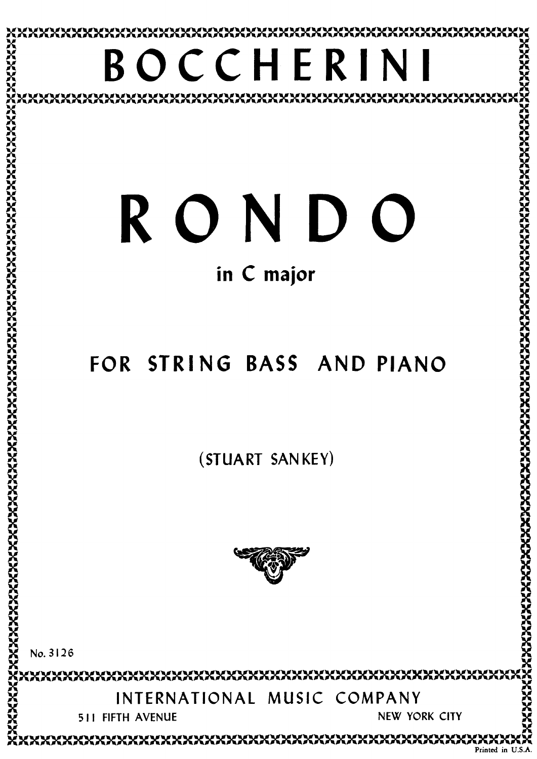# BOCCHERINI

# RONDO

## in C major

## FOR STRING BASS AND PIANO

(STUART SANKEY)

No. 3126

INTERNATIONAL MUSIC COMPANY

511 FIFTH AVENUE NEW YORK CITY

Printed in U.S.A.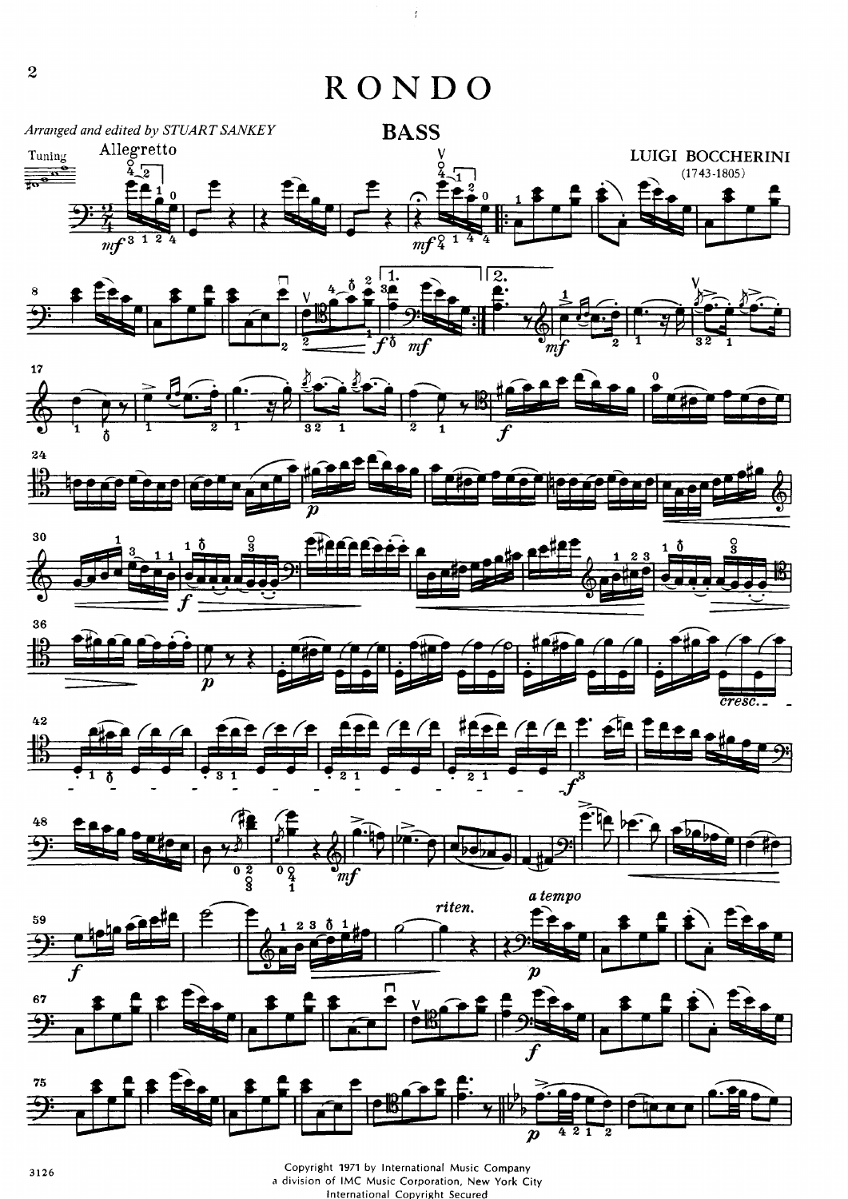# RONDO

## BASS

*Arranged and edited by STUART SANKEY*

LUIGI BOCCHERINI
(1743-1805)

Allegretto

Copyright 1971 by International Music Company
a division of IMC Music Corporation, New York City
International Copyright Secured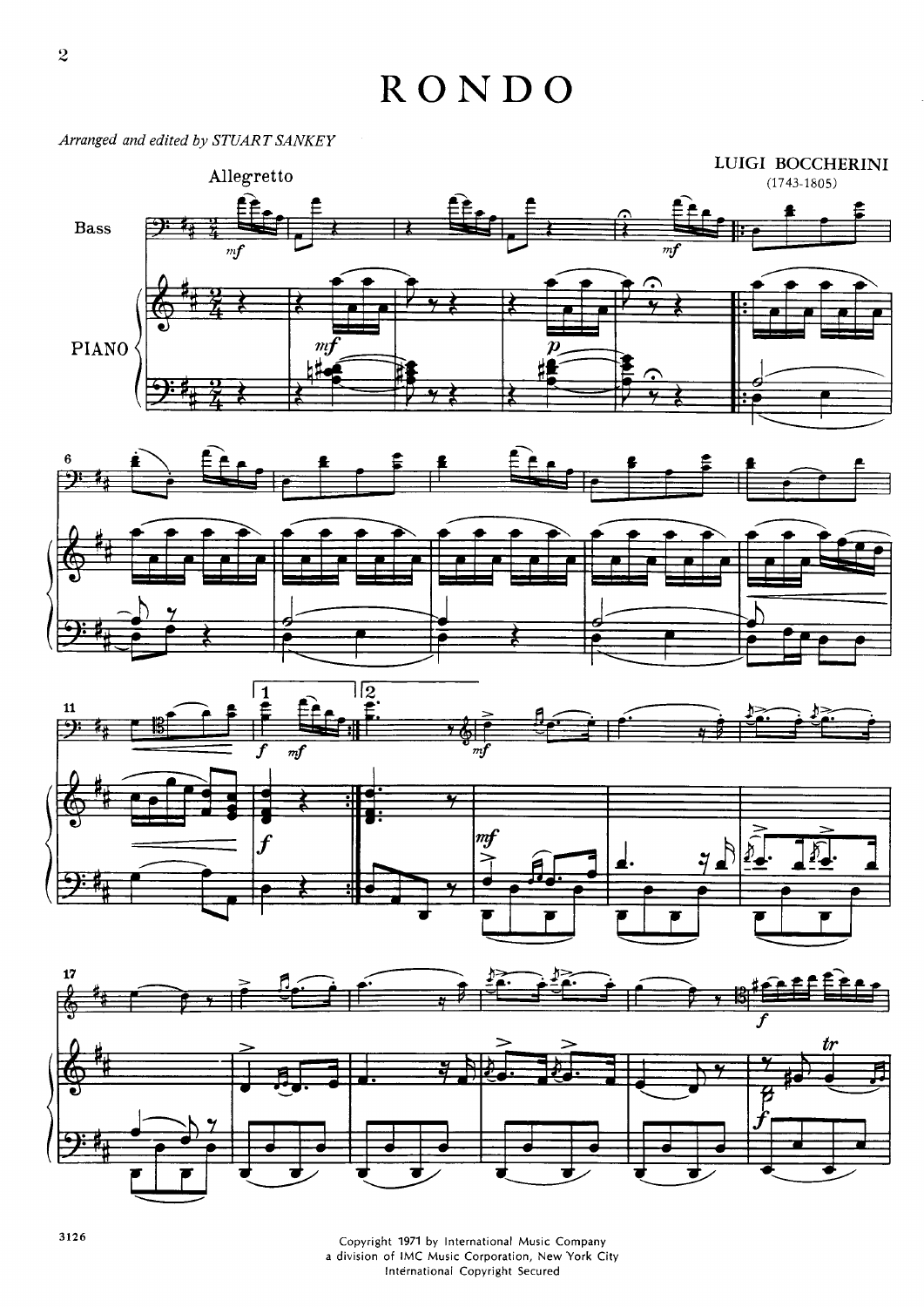# RONDO

*Arranged and edited by STUART SANKEY*

LUIGI BOCCHERINI
(1743-1805)

Allegretto

Copyright 1971 by International Music Company
a division of IMC Music Corporation, New York City
International Copyright Secured